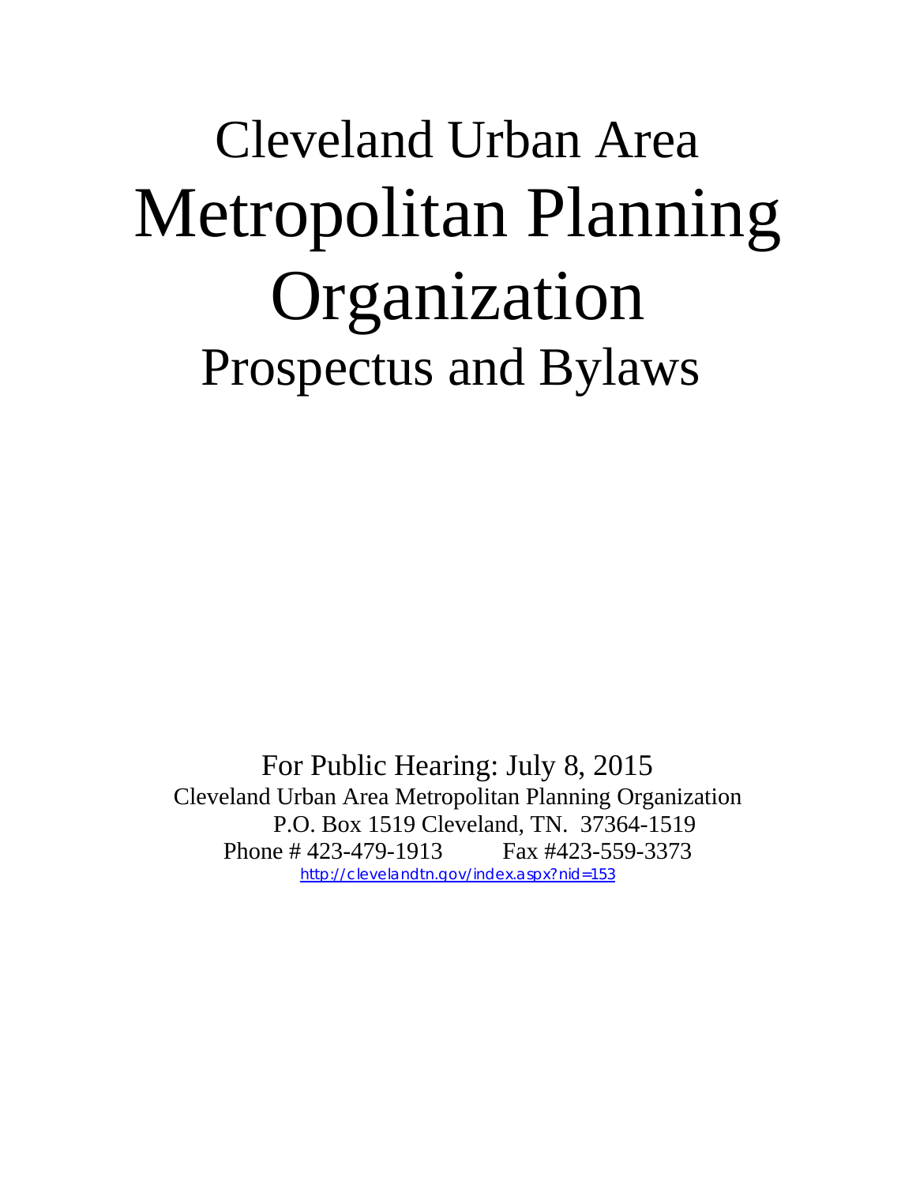# Cleveland Urban Area

# Metropolitan Planning Organization

## Prospectus and Bylaws

For Public Hearing: July 8, 2015

Cleveland Urban Area Metropolitan Planning Organization

P.O. Box 1519 Cleveland, TN. 37364-1519

Phone # 423-479-1913 Fax #423-559-3373

http://clevelandtn.gov/index.aspx?nid=153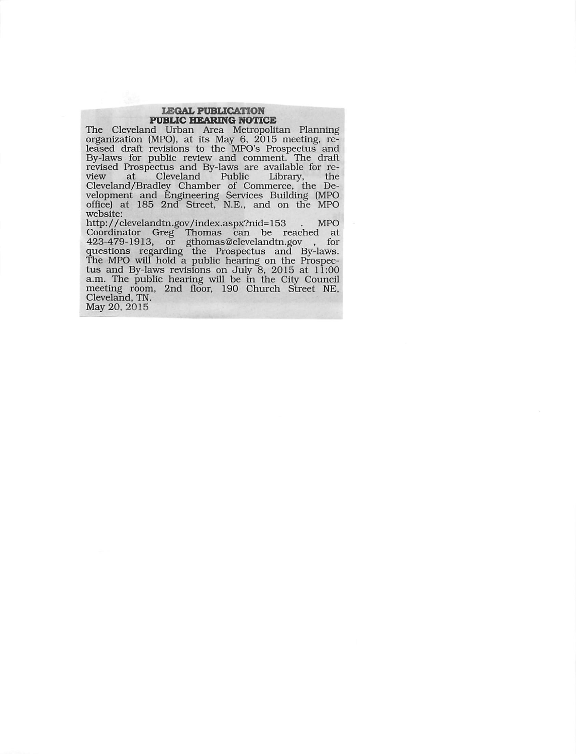**LEGAL PUBLICATION**
**PUBLIC HEARING NOTICE**

The Cleveland Urban Area Metropolitan Planning organization (MPO), at its May 6, 2015 meeting, released draft revisions to the MPO's Prospectus and By-laws for public review and comment. The draft revised Prospectus and By-laws are available for review at Cleveland Public Library, the Cleveland/Bradley Chamber of Commerce, the Development and Engineering Services Building (MPO office) at 185 2nd Street, N.E., and on the MPO website: http://clevelandtn.gov/index.aspx?nid=153 . MPO Coordinator Greg Thomas can be reached at 423-479-1913, or gthomas@clevelandtn.gov , for questions regarding the Prospectus and By-laws. The MPO will hold a public hearing on the Prospectus and By-laws revisions on July 8, 2015 at 11:00 a.m. The public hearing will be in the City Council meeting room, 2nd floor, 190 Church Street NE, Cleveland, TN.

May 20, 2015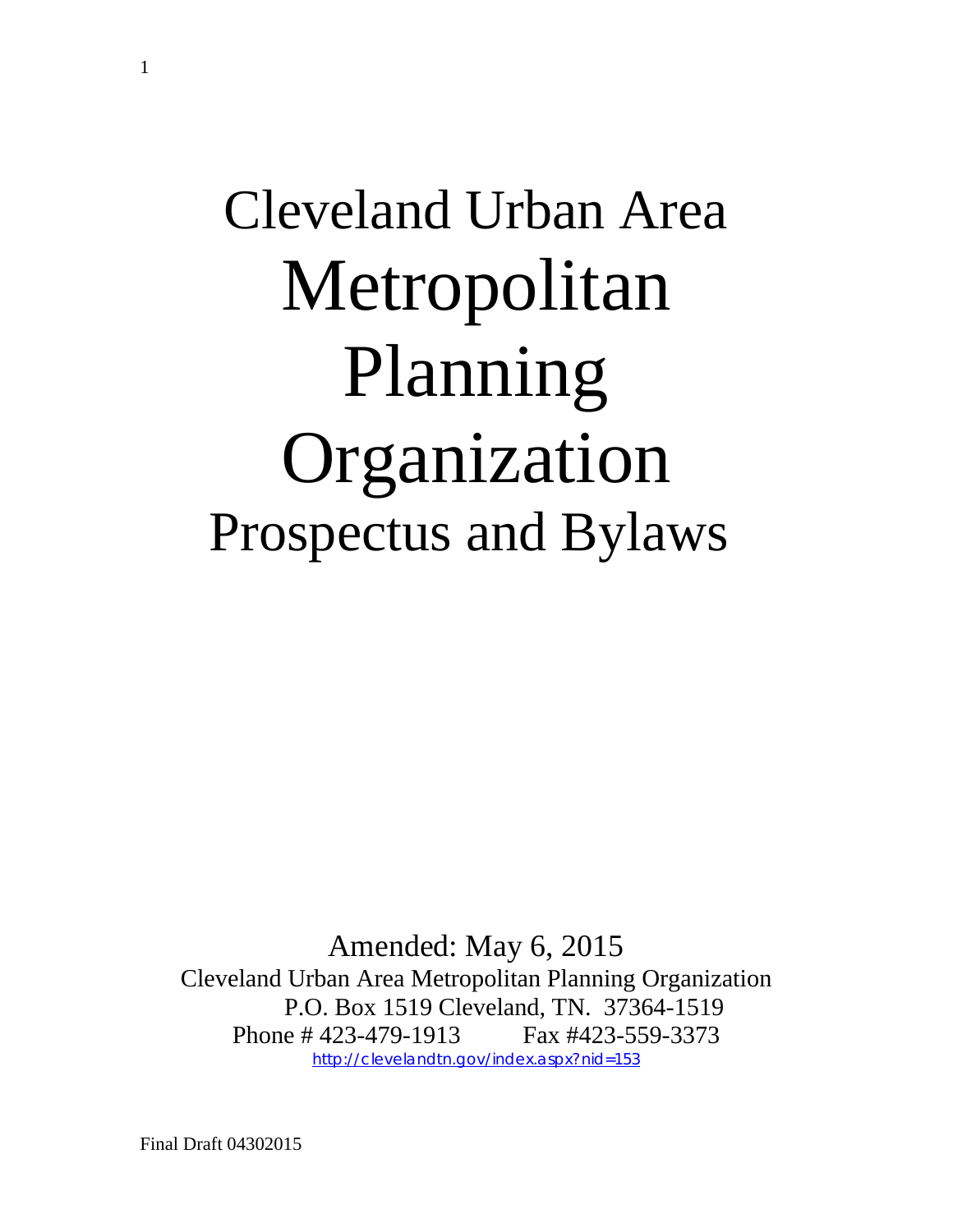# Cleveland Urban Area Metropolitan Planning Organization Prospectus and Bylaws

Amended: May 6, 2015

Cleveland Urban Area Metropolitan Planning Organization

P.O. Box 1519 Cleveland, TN. 37364-1519

Phone # 423-479-1913 Fax #423-559-3373

http://clevelandtn.gov/index.aspx?nid=153

Final Draft 04302015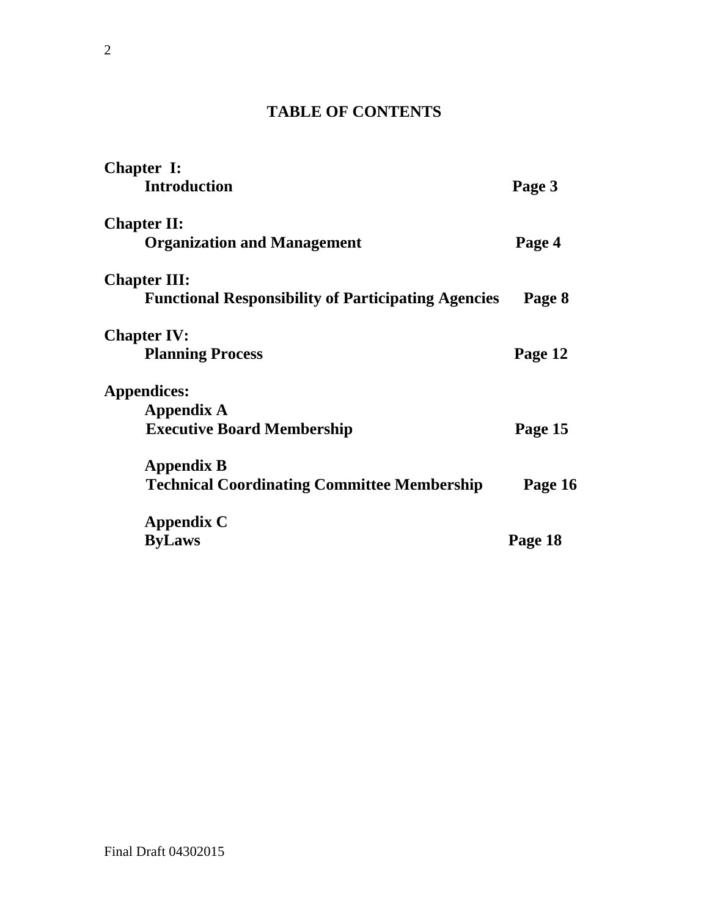# TABLE OF CONTENTS

**Chapter I:**
**Introduction** — **Page 3**

**Chapter II:**
**Organization and Management** — **Page 4**

**Chapter III:**
**Functional Responsibility of Participating Agencies** — **Page 8**

**Chapter IV:**
**Planning Process** — **Page 12**

**Appendices:**

**Appendix A**
**Executive Board Membership** — **Page 15**

**Appendix B**
**Technical Coordinating Committee Membership** — **Page 16**

**Appendix C**
**ByLaws** — **Page 18**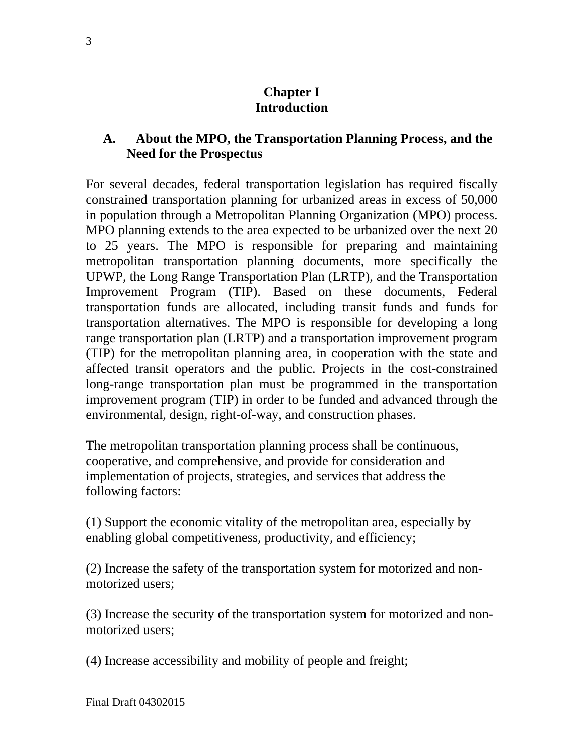# Chapter I
# Introduction

## A. About the MPO, the Transportation Planning Process, and the Need for the Prospectus

For several decades, federal transportation legislation has required fiscally constrained transportation planning for urbanized areas in excess of 50,000 in population through a Metropolitan Planning Organization (MPO) process. MPO planning extends to the area expected to be urbanized over the next 20 to 25 years. The MPO is responsible for preparing and maintaining metropolitan transportation planning documents, more specifically the UPWP, the Long Range Transportation Plan (LRTP), and the Transportation Improvement Program (TIP). Based on these documents, Federal transportation funds are allocated, including transit funds and funds for transportation alternatives. The MPO is responsible for developing a long range transportation plan (LRTP) and a transportation improvement program (TIP) for the metropolitan planning area, in cooperation with the state and affected transit operators and the public. Projects in the cost-constrained long-range transportation plan must be programmed in the transportation improvement program (TIP) in order to be funded and advanced through the environmental, design, right-of-way, and construction phases.

The metropolitan transportation planning process shall be continuous, cooperative, and comprehensive, and provide for consideration and implementation of projects, strategies, and services that address the following factors:

(1) Support the economic vitality of the metropolitan area, especially by enabling global competitiveness, productivity, and efficiency;

(2) Increase the safety of the transportation system for motorized and non-motorized users;

(3) Increase the security of the transportation system for motorized and non-motorized users;

(4) Increase accessibility and mobility of people and freight;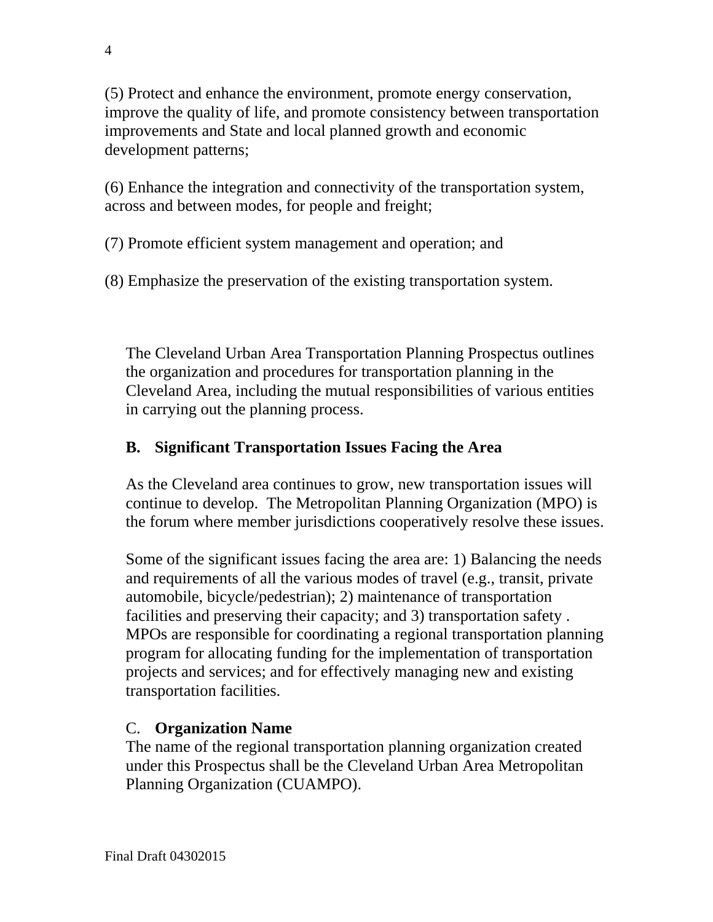(5) Protect and enhance the environment, promote energy conservation, improve the quality of life, and promote consistency between transportation improvements and State and local planned growth and economic development patterns;

(6) Enhance the integration and connectivity of the transportation system, across and between modes, for people and freight;

(7) Promote efficient system management and operation; and

(8) Emphasize the preservation of the existing transportation system.

The Cleveland Urban Area Transportation Planning Prospectus outlines the organization and procedures for transportation planning in the Cleveland Area, including the mutual responsibilities of various entities in carrying out the planning process.

### B. Significant Transportation Issues Facing the Area

As the Cleveland area continues to grow, new transportation issues will continue to develop. The Metropolitan Planning Organization (MPO) is the forum where member jurisdictions cooperatively resolve these issues.

Some of the significant issues facing the area are: 1) Balancing the needs and requirements of all the various modes of travel (e.g., transit, private automobile, bicycle/pedestrian); 2) maintenance of transportation facilities and preserving their capacity; and 3) transportation safety . MPOs are responsible for coordinating a regional transportation planning program for allocating funding for the implementation of transportation projects and services; and for effectively managing new and existing transportation facilities.

### C. **Organization Name**

The name of the regional transportation planning organization created under this Prospectus shall be the Cleveland Urban Area Metropolitan Planning Organization (CUAMPO).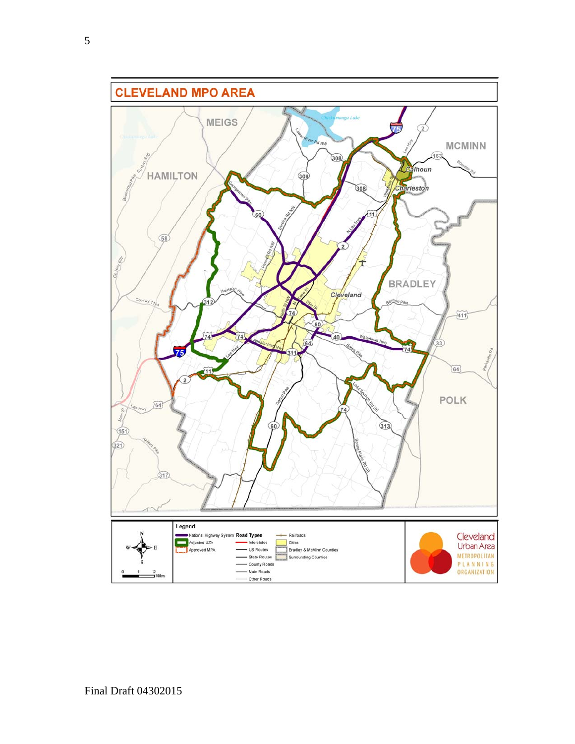## CLEVELAND MPO AREA

MEIGS

MCMINN

HAMILTON

BRADLEY

POLK

Calhoun

Charleston

Cleveland

Legend

- National Highway System
- Adjusted UZA
- Approved MPA

Road Types

- Interstates
- US Routes
- State Routes
- County Roads
- Main Roads
- Other Roads

- Railroads
- Cities
- Bradley & McMinn Counties
- Surrounding Counties

0 1 2 Miles

Cleveland Urban Area METROPOLITAN PLANNING ORGANIZATION

Final Draft 04302015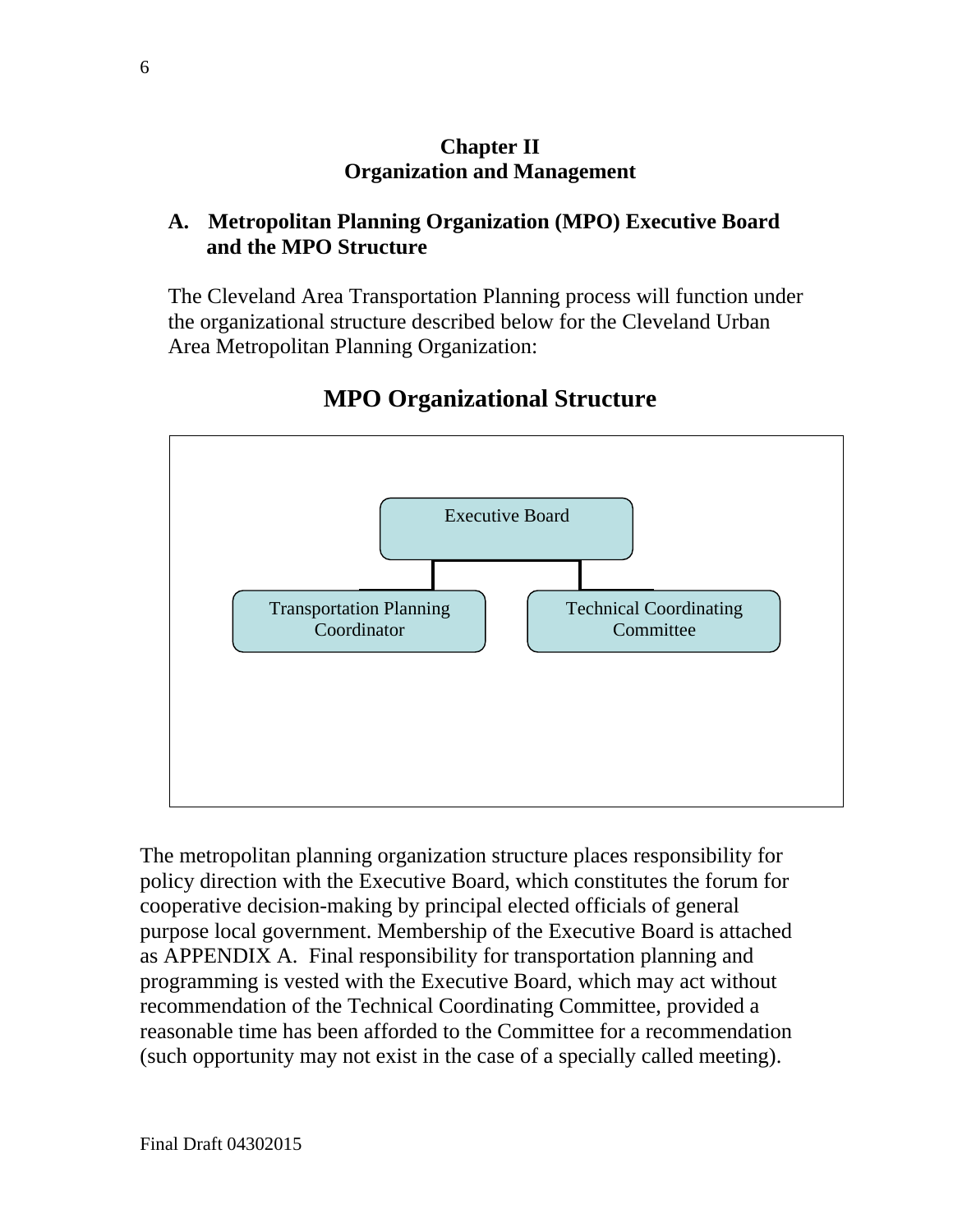## Chapter II
## Organization and Management

### A. Metropolitan Planning Organization (MPO) Executive Board and the MPO Structure

The Cleveland Area Transportation Planning process will function under the organizational structure described below for the Cleveland Urban Area Metropolitan Planning Organization:

**MPO Organizational Structure**

Executive Board

Transportation Planning Coordinator

Technical Coordinating Committee

The metropolitan planning organization structure places responsibility for policy direction with the Executive Board, which constitutes the forum for cooperative decision-making by principal elected officials of general purpose local government. Membership of the Executive Board is attached as APPENDIX A. Final responsibility for transportation planning and programming is vested with the Executive Board, which may act without recommendation of the Technical Coordinating Committee, provided a reasonable time has been afforded to the Committee for a recommendation (such opportunity may not exist in the case of a specially called meeting).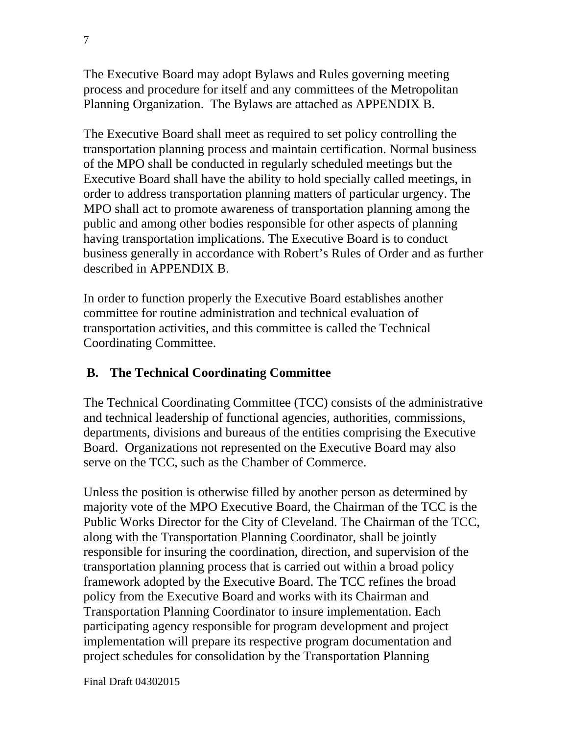The Executive Board may adopt Bylaws and Rules governing meeting process and procedure for itself and any committees of the Metropolitan Planning Organization. The Bylaws are attached as APPENDIX B.

The Executive Board shall meet as required to set policy controlling the transportation planning process and maintain certification. Normal business of the MPO shall be conducted in regularly scheduled meetings but the Executive Board shall have the ability to hold specially called meetings, in order to address transportation planning matters of particular urgency. The MPO shall act to promote awareness of transportation planning among the public and among other bodies responsible for other aspects of planning having transportation implications. The Executive Board is to conduct business generally in accordance with Robert's Rules of Order and as further described in APPENDIX B.

In order to function properly the Executive Board establishes another committee for routine administration and technical evaluation of transportation activities, and this committee is called the Technical Coordinating Committee.

## B. The Technical Coordinating Committee

The Technical Coordinating Committee (TCC) consists of the administrative and technical leadership of functional agencies, authorities, commissions, departments, divisions and bureaus of the entities comprising the Executive Board. Organizations not represented on the Executive Board may also serve on the TCC, such as the Chamber of Commerce.

Unless the position is otherwise filled by another person as determined by majority vote of the MPO Executive Board, the Chairman of the TCC is the Public Works Director for the City of Cleveland. The Chairman of the TCC, along with the Transportation Planning Coordinator, shall be jointly responsible for insuring the coordination, direction, and supervision of the transportation planning process that is carried out within a broad policy framework adopted by the Executive Board. The TCC refines the broad policy from the Executive Board and works with its Chairman and Transportation Planning Coordinator to insure implementation. Each participating agency responsible for program development and project implementation will prepare its respective program documentation and project schedules for consolidation by the Transportation Planning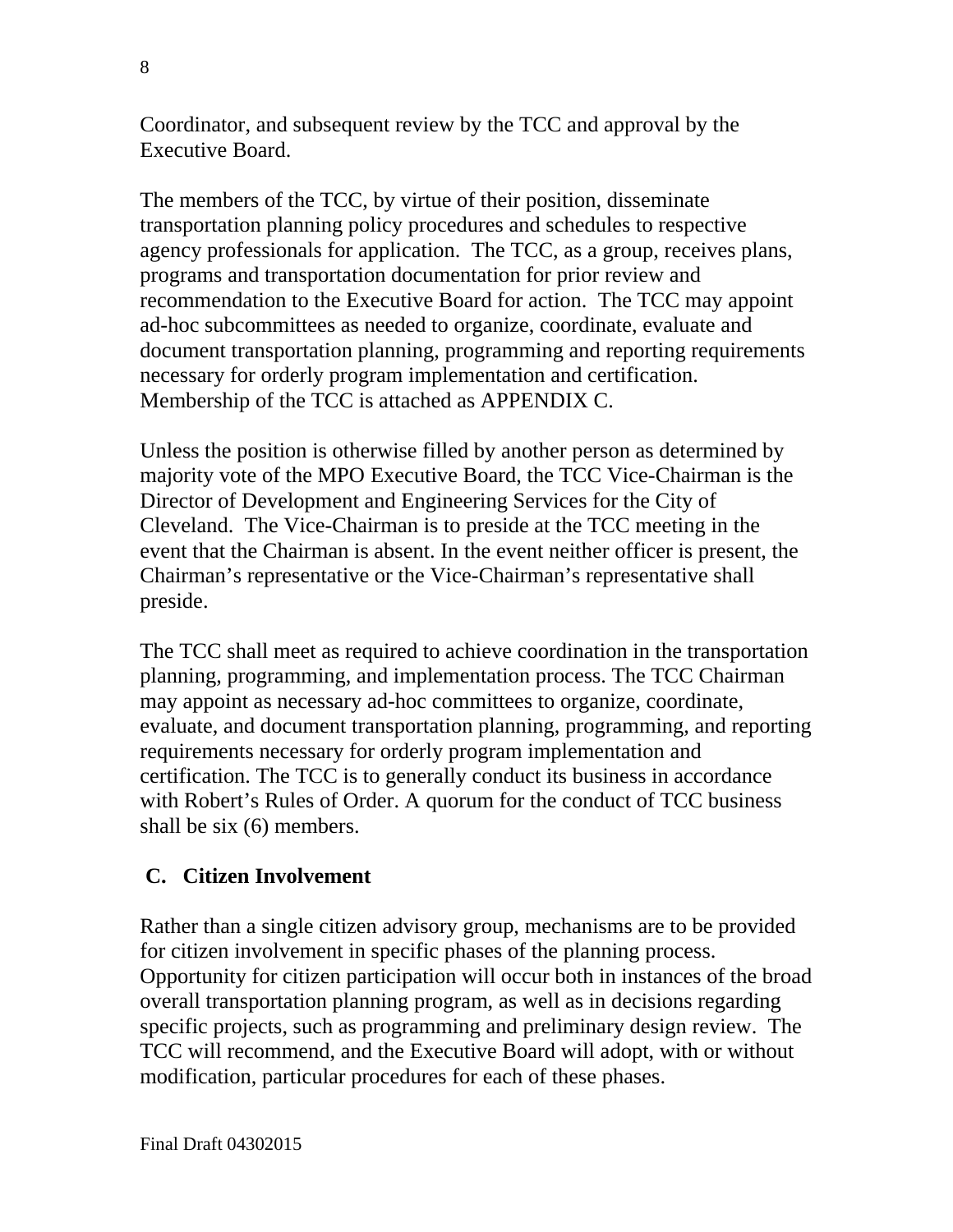Coordinator, and subsequent review by the TCC and approval by the Executive Board.

The members of the TCC, by virtue of their position, disseminate transportation planning policy procedures and schedules to respective agency professionals for application. The TCC, as a group, receives plans, programs and transportation documentation for prior review and recommendation to the Executive Board for action. The TCC may appoint ad-hoc subcommittees as needed to organize, coordinate, evaluate and document transportation planning, programming and reporting requirements necessary for orderly program implementation and certification. Membership of the TCC is attached as APPENDIX C.

Unless the position is otherwise filled by another person as determined by majority vote of the MPO Executive Board, the TCC Vice-Chairman is the Director of Development and Engineering Services for the City of Cleveland. The Vice-Chairman is to preside at the TCC meeting in the event that the Chairman is absent. In the event neither officer is present, the Chairman's representative or the Vice-Chairman's representative shall preside.

The TCC shall meet as required to achieve coordination in the transportation planning, programming, and implementation process. The TCC Chairman may appoint as necessary ad-hoc committees to organize, coordinate, evaluate, and document transportation planning, programming, and reporting requirements necessary for orderly program implementation and certification. The TCC is to generally conduct its business in accordance with Robert's Rules of Order. A quorum for the conduct of TCC business shall be six (6) members.

### C. Citizen Involvement

Rather than a single citizen advisory group, mechanisms are to be provided for citizen involvement in specific phases of the planning process. Opportunity for citizen participation will occur both in instances of the broad overall transportation planning program, as well as in decisions regarding specific projects, such as programming and preliminary design review. The TCC will recommend, and the Executive Board will adopt, with or without modification, particular procedures for each of these phases.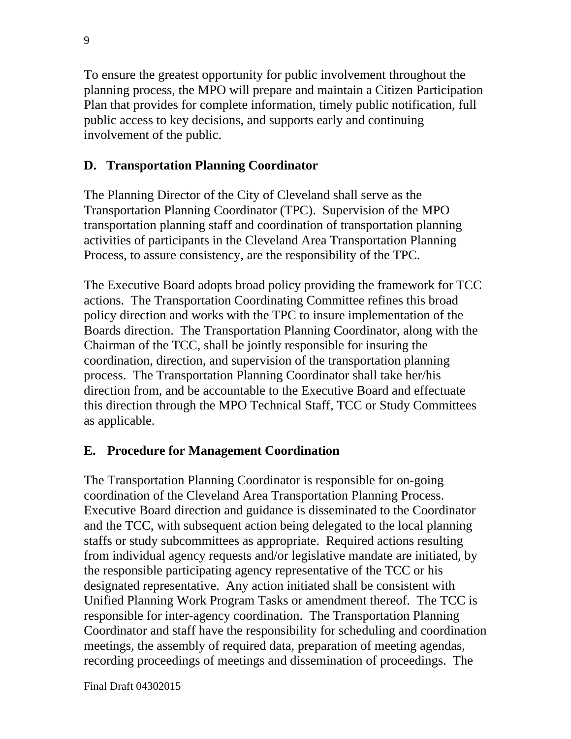To ensure the greatest opportunity for public involvement throughout the planning process, the MPO will prepare and maintain a Citizen Participation Plan that provides for complete information, timely public notification, full public access to key decisions, and supports early and continuing involvement of the public.

## D. Transportation Planning Coordinator

The Planning Director of the City of Cleveland shall serve as the Transportation Planning Coordinator (TPC). Supervision of the MPO transportation planning staff and coordination of transportation planning activities of participants in the Cleveland Area Transportation Planning Process, to assure consistency, are the responsibility of the TPC.

The Executive Board adopts broad policy providing the framework for TCC actions. The Transportation Coordinating Committee refines this broad policy direction and works with the TPC to insure implementation of the Boards direction. The Transportation Planning Coordinator, along with the Chairman of the TCC, shall be jointly responsible for insuring the coordination, direction, and supervision of the transportation planning process. The Transportation Planning Coordinator shall take her/his direction from, and be accountable to the Executive Board and effectuate this direction through the MPO Technical Staff, TCC or Study Committees as applicable.

## E. Procedure for Management Coordination

The Transportation Planning Coordinator is responsible for on-going coordination of the Cleveland Area Transportation Planning Process. Executive Board direction and guidance is disseminated to the Coordinator and the TCC, with subsequent action being delegated to the local planning staffs or study subcommittees as appropriate. Required actions resulting from individual agency requests and/or legislative mandate are initiated, by the responsible participating agency representative of the TCC or his designated representative. Any action initiated shall be consistent with Unified Planning Work Program Tasks or amendment thereof. The TCC is responsible for inter-agency coordination. The Transportation Planning Coordinator and staff have the responsibility for scheduling and coordination meetings, the assembly of required data, preparation of meeting agendas, recording proceedings of meetings and dissemination of proceedings. The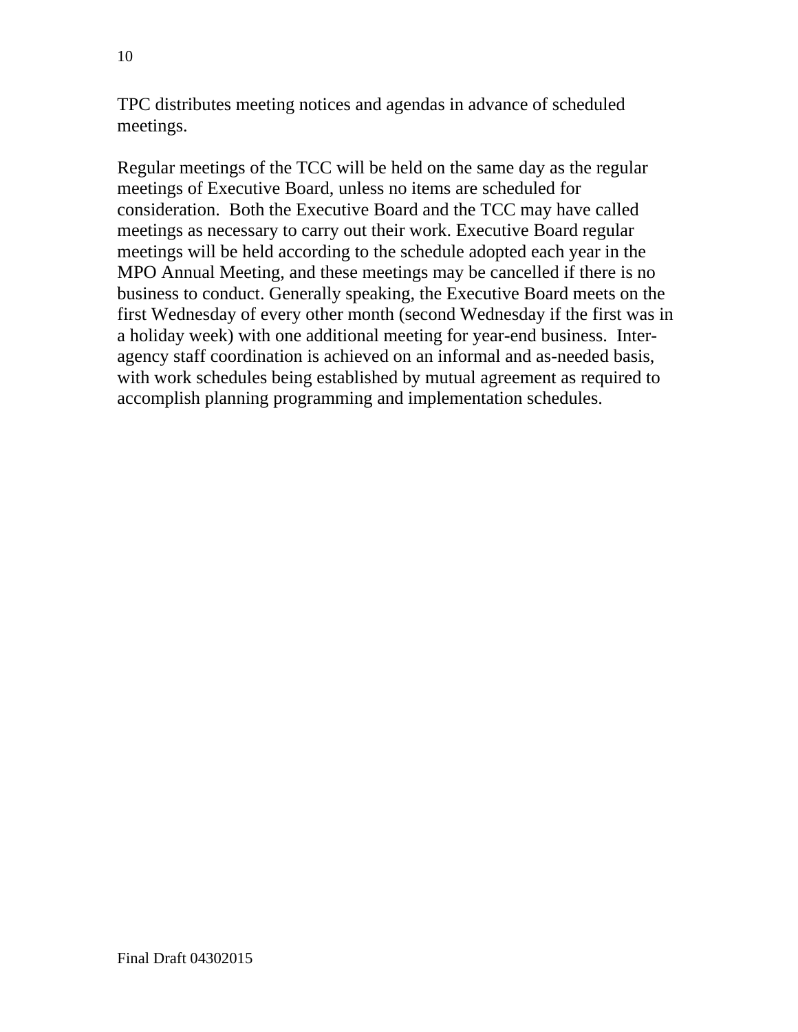TPC distributes meeting notices and agendas in advance of scheduled meetings.

Regular meetings of the TCC will be held on the same day as the regular meetings of Executive Board, unless no items are scheduled for consideration. Both the Executive Board and the TCC may have called meetings as necessary to carry out their work. Executive Board regular meetings will be held according to the schedule adopted each year in the MPO Annual Meeting, and these meetings may be cancelled if there is no business to conduct. Generally speaking, the Executive Board meets on the first Wednesday of every other month (second Wednesday if the first was in a holiday week) with one additional meeting for year-end business. Inter-agency staff coordination is achieved on an informal and as-needed basis, with work schedules being established by mutual agreement as required to accomplish planning programming and implementation schedules.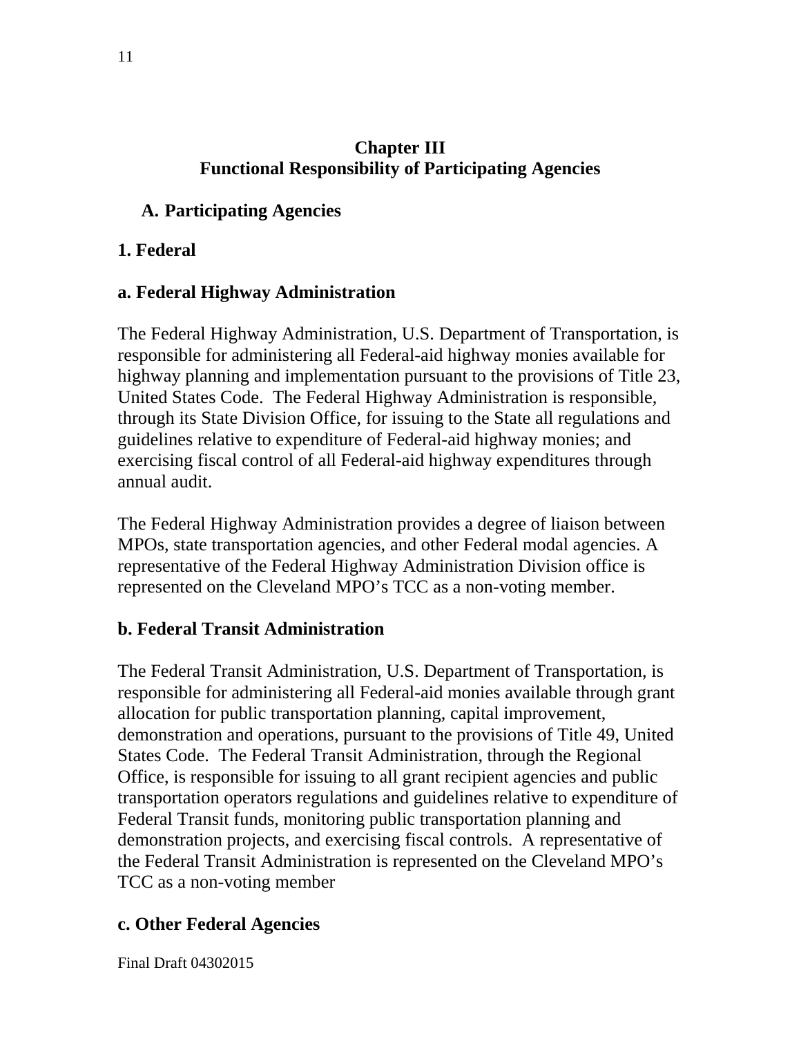## Chapter III
## Functional Responsibility of Participating Agencies

### A. Participating Agencies

#### 1. Federal

#### a. Federal Highway Administration

The Federal Highway Administration, U.S. Department of Transportation, is responsible for administering all Federal-aid highway monies available for highway planning and implementation pursuant to the provisions of Title 23, United States Code. The Federal Highway Administration is responsible, through its State Division Office, for issuing to the State all regulations and guidelines relative to expenditure of Federal-aid highway monies; and exercising fiscal control of all Federal-aid highway expenditures through annual audit.

The Federal Highway Administration provides a degree of liaison between MPOs, state transportation agencies, and other Federal modal agencies. A representative of the Federal Highway Administration Division office is represented on the Cleveland MPO's TCC as a non-voting member.

#### b. Federal Transit Administration

The Federal Transit Administration, U.S. Department of Transportation, is responsible for administering all Federal-aid monies available through grant allocation for public transportation planning, capital improvement, demonstration and operations, pursuant to the provisions of Title 49, United States Code. The Federal Transit Administration, through the Regional Office, is responsible for issuing to all grant recipient agencies and public transportation operators regulations and guidelines relative to expenditure of Federal Transit funds, monitoring public transportation planning and demonstration projects, and exercising fiscal controls. A representative of the Federal Transit Administration is represented on the Cleveland MPO's TCC as a non-voting member

#### c. Other Federal Agencies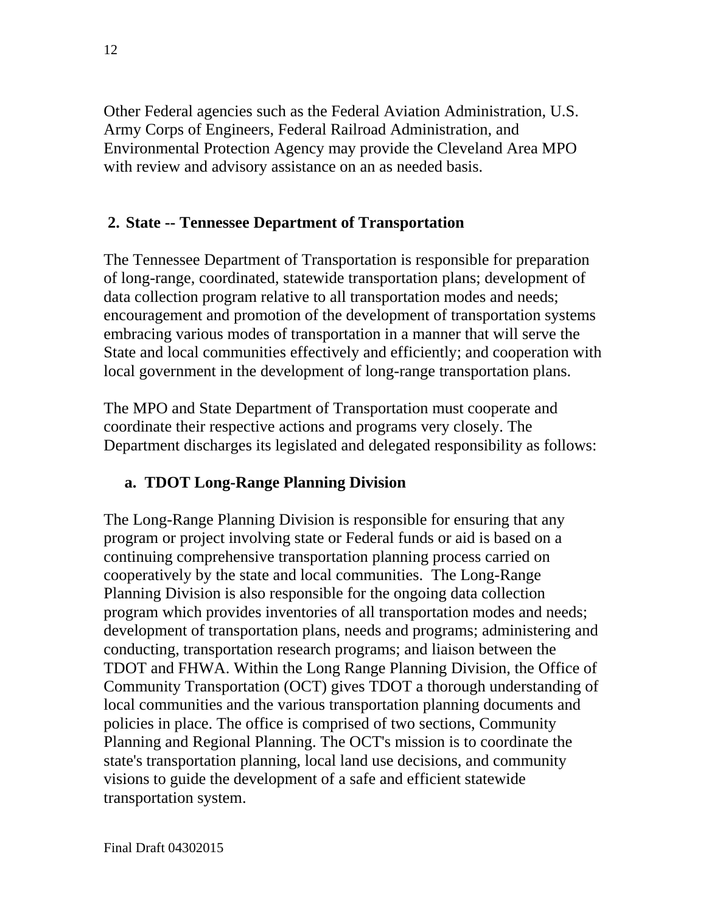Other Federal agencies such as the Federal Aviation Administration, U.S. Army Corps of Engineers, Federal Railroad Administration, and Environmental Protection Agency may provide the Cleveland Area MPO with review and advisory assistance on an as needed basis.

## 2. State -- Tennessee Department of Transportation

The Tennessee Department of Transportation is responsible for preparation of long-range, coordinated, statewide transportation plans; development of data collection program relative to all transportation modes and needs; encouragement and promotion of the development of transportation systems embracing various modes of transportation in a manner that will serve the State and local communities effectively and efficiently; and cooperation with local government in the development of long-range transportation plans.

The MPO and State Department of Transportation must cooperate and coordinate their respective actions and programs very closely. The Department discharges its legislated and delegated responsibility as follows:

### a. TDOT Long-Range Planning Division

The Long-Range Planning Division is responsible for ensuring that any program or project involving state or Federal funds or aid is based on a continuing comprehensive transportation planning process carried on cooperatively by the state and local communities. The Long-Range Planning Division is also responsible for the ongoing data collection program which provides inventories of all transportation modes and needs; development of transportation plans, needs and programs; administering and conducting, transportation research programs; and liaison between the TDOT and FHWA. Within the Long Range Planning Division, the Office of Community Transportation (OCT) gives TDOT a thorough understanding of local communities and the various transportation planning documents and policies in place. The office is comprised of two sections, Community Planning and Regional Planning. The OCT's mission is to coordinate the state's transportation planning, local land use decisions, and community visions to guide the development of a safe and efficient statewide transportation system.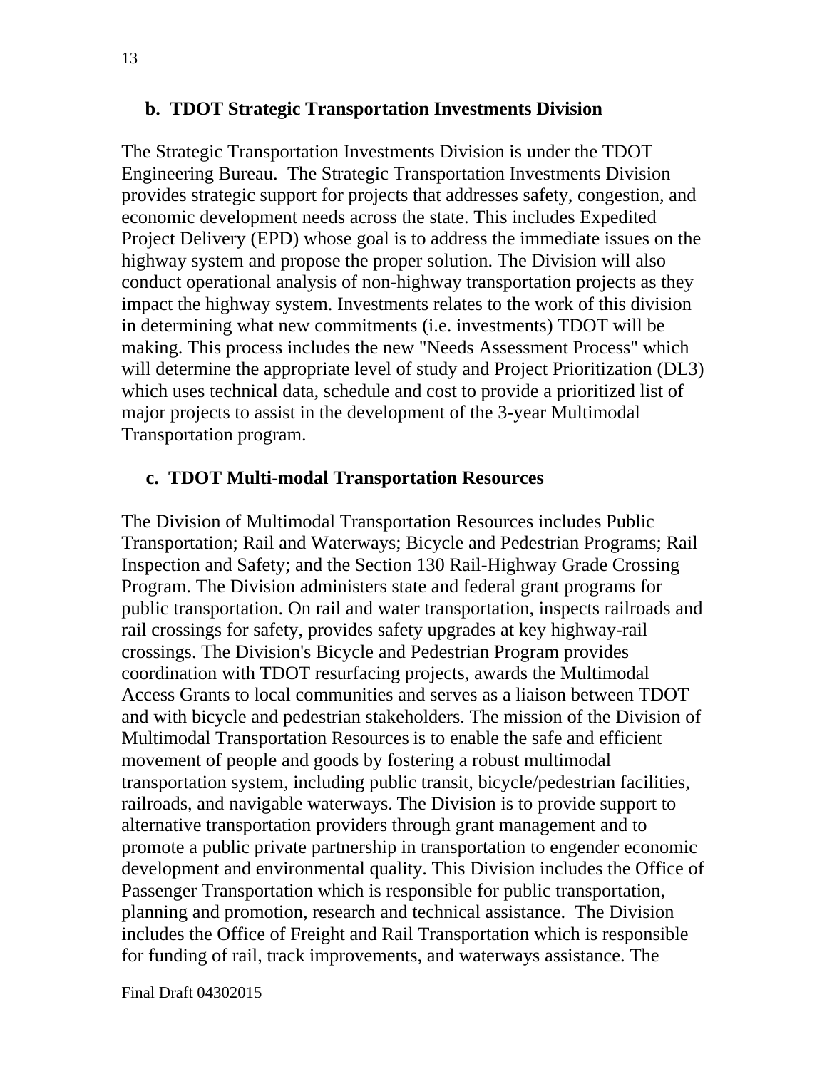### b. TDOT Strategic Transportation Investments Division

The Strategic Transportation Investments Division is under the TDOT Engineering Bureau. The Strategic Transportation Investments Division provides strategic support for projects that addresses safety, congestion, and economic development needs across the state. This includes Expedited Project Delivery (EPD) whose goal is to address the immediate issues on the highway system and propose the proper solution. The Division will also conduct operational analysis of non-highway transportation projects as they impact the highway system. Investments relates to the work of this division in determining what new commitments (i.e. investments) TDOT will be making. This process includes the new "Needs Assessment Process" which will determine the appropriate level of study and Project Prioritization (DL3) which uses technical data, schedule and cost to provide a prioritized list of major projects to assist in the development of the 3-year Multimodal Transportation program.

### c. TDOT Multi-modal Transportation Resources

The Division of Multimodal Transportation Resources includes Public Transportation; Rail and Waterways; Bicycle and Pedestrian Programs; Rail Inspection and Safety; and the Section 130 Rail-Highway Grade Crossing Program. The Division administers state and federal grant programs for public transportation. On rail and water transportation, inspects railroads and rail crossings for safety, provides safety upgrades at key highway-rail crossings. The Division's Bicycle and Pedestrian Program provides coordination with TDOT resurfacing projects, awards the Multimodal Access Grants to local communities and serves as a liaison between TDOT and with bicycle and pedestrian stakeholders. The mission of the Division of Multimodal Transportation Resources is to enable the safe and efficient movement of people and goods by fostering a robust multimodal transportation system, including public transit, bicycle/pedestrian facilities, railroads, and navigable waterways. The Division is to provide support to alternative transportation providers through grant management and to promote a public private partnership in transportation to engender economic development and environmental quality. This Division includes the Office of Passenger Transportation which is responsible for public transportation, planning and promotion, research and technical assistance. The Division includes the Office of Freight and Rail Transportation which is responsible for funding of rail, track improvements, and waterways assistance. The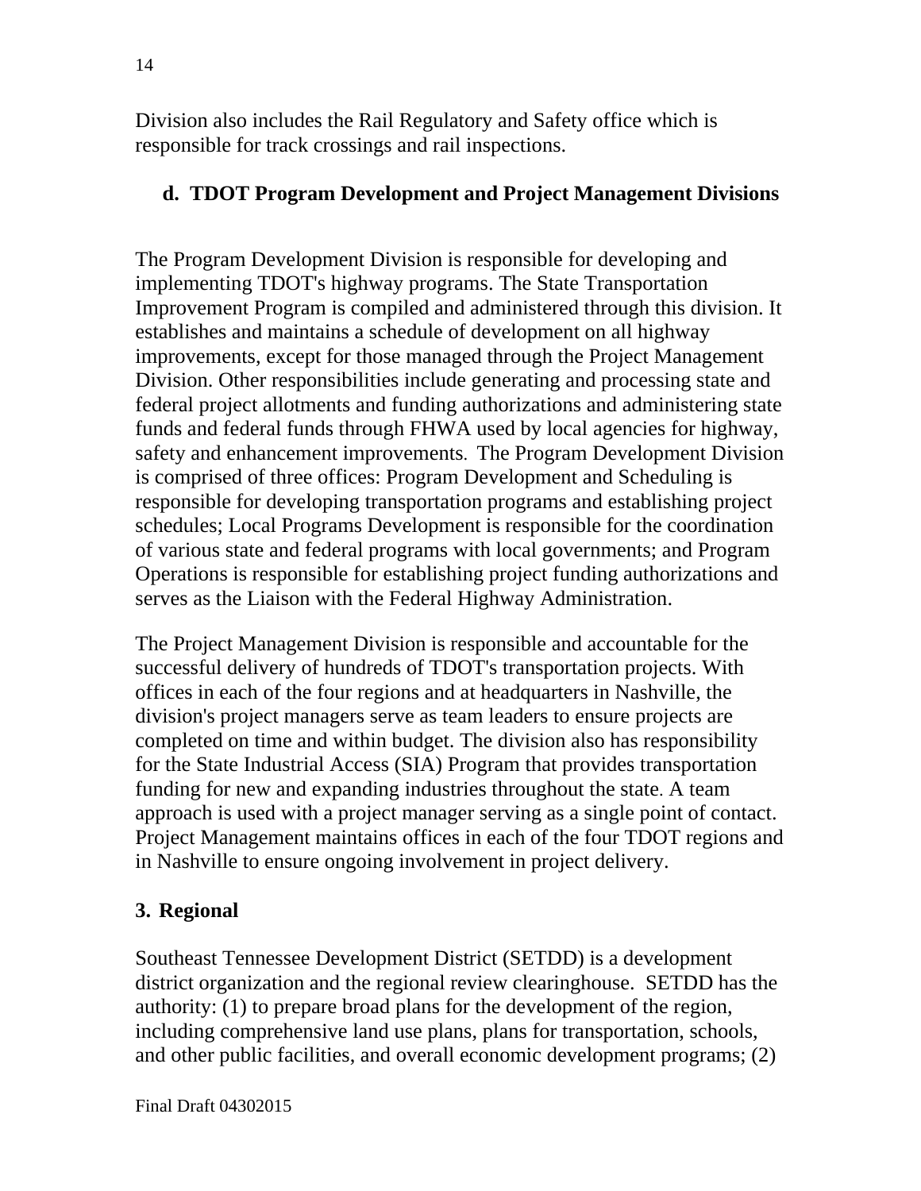Division also includes the Rail Regulatory and Safety office which is responsible for track crossings and rail inspections.

### d. TDOT Program Development and Project Management Divisions

The Program Development Division is responsible for developing and implementing TDOT's highway programs. The State Transportation Improvement Program is compiled and administered through this division. It establishes and maintains a schedule of development on all highway improvements, except for those managed through the Project Management Division. Other responsibilities include generating and processing state and federal project allotments and funding authorizations and administering state funds and federal funds through FHWA used by local agencies for highway, safety and enhancement improvements. The Program Development Division is comprised of three offices: Program Development and Scheduling is responsible for developing transportation programs and establishing project schedules; Local Programs Development is responsible for the coordination of various state and federal programs with local governments; and Program Operations is responsible for establishing project funding authorizations and serves as the Liaison with the Federal Highway Administration.

The Project Management Division is responsible and accountable for the successful delivery of hundreds of TDOT's transportation projects. With offices in each of the four regions and at headquarters in Nashville, the division's project managers serve as team leaders to ensure projects are completed on time and within budget. The division also has responsibility for the State Industrial Access (SIA) Program that provides transportation funding for new and expanding industries throughout the state. A team approach is used with a project manager serving as a single point of contact. Project Management maintains offices in each of the four TDOT regions and in Nashville to ensure ongoing involvement in project delivery.

## 3. Regional

Southeast Tennessee Development District (SETDD) is a development district organization and the regional review clearinghouse. SETDD has the authority: (1) to prepare broad plans for the development of the region, including comprehensive land use plans, plans for transportation, schools, and other public facilities, and overall economic development programs; (2)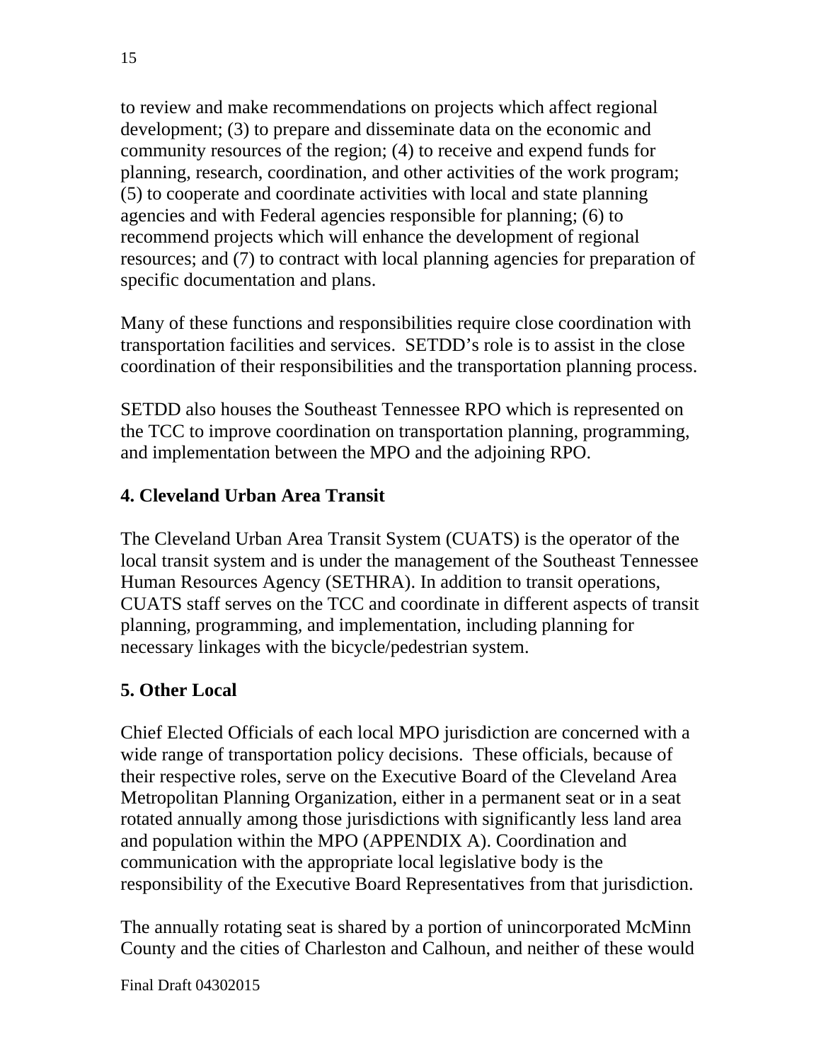to review and make recommendations on projects which affect regional development; (3) to prepare and disseminate data on the economic and community resources of the region; (4) to receive and expend funds for planning, research, coordination, and other activities of the work program; (5) to cooperate and coordinate activities with local and state planning agencies and with Federal agencies responsible for planning; (6) to recommend projects which will enhance the development of regional resources; and (7) to contract with local planning agencies for preparation of specific documentation and plans.

Many of these functions and responsibilities require close coordination with transportation facilities and services. SETDD's role is to assist in the close coordination of their responsibilities and the transportation planning process.

SETDD also houses the Southeast Tennessee RPO which is represented on the TCC to improve coordination on transportation planning, programming, and implementation between the MPO and the adjoining RPO.

**4. Cleveland Urban Area Transit**

The Cleveland Urban Area Transit System (CUATS) is the operator of the local transit system and is under the management of the Southeast Tennessee Human Resources Agency (SETHRA). In addition to transit operations, CUATS staff serves on the TCC and coordinate in different aspects of transit planning, programming, and implementation, including planning for necessary linkages with the bicycle/pedestrian system.

**5. Other Local**

Chief Elected Officials of each local MPO jurisdiction are concerned with a wide range of transportation policy decisions. These officials, because of their respective roles, serve on the Executive Board of the Cleveland Area Metropolitan Planning Organization, either in a permanent seat or in a seat rotated annually among those jurisdictions with significantly less land area and population within the MPO (APPENDIX A). Coordination and communication with the appropriate local legislative body is the responsibility of the Executive Board Representatives from that jurisdiction.

The annually rotating seat is shared by a portion of unincorporated McMinn County and the cities of Charleston and Calhoun, and neither of these would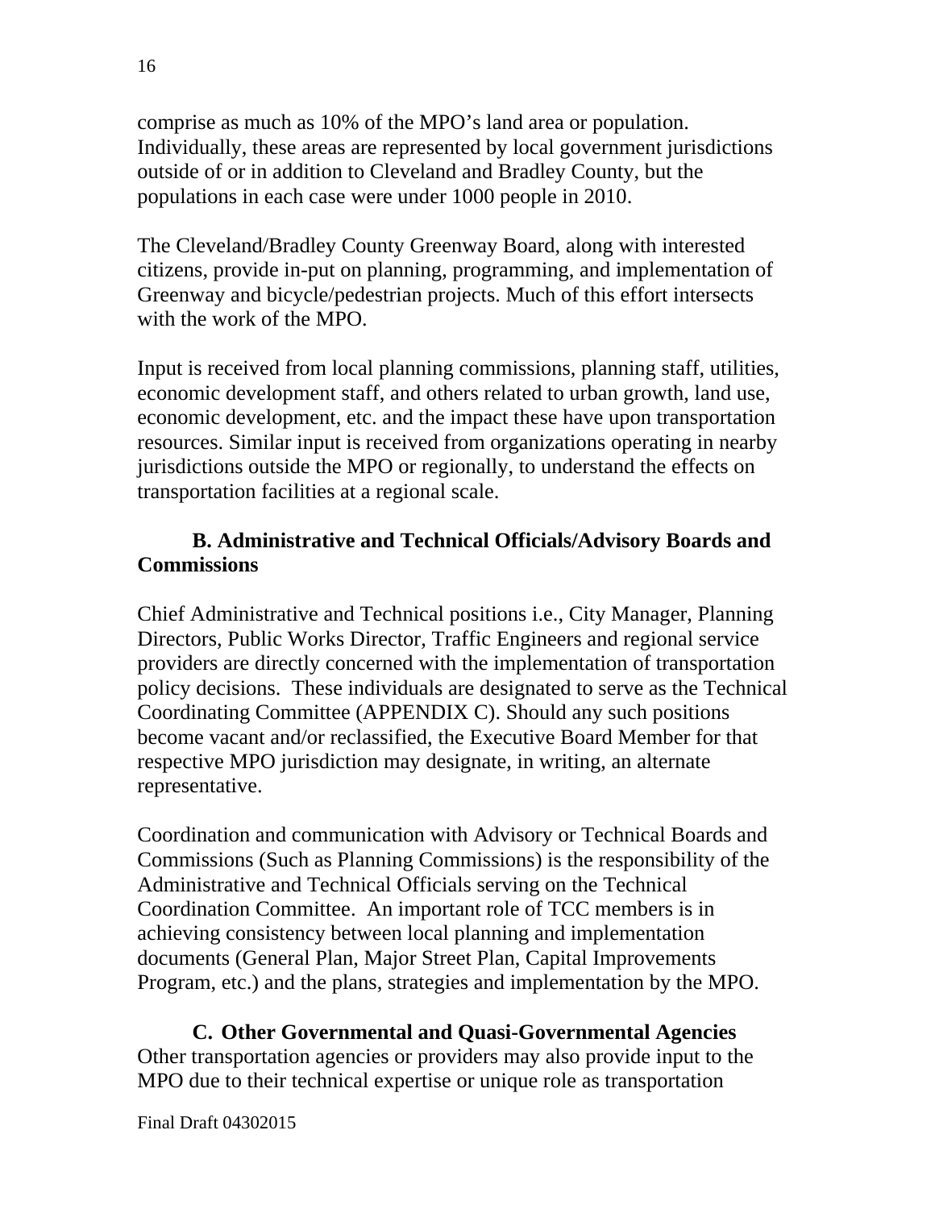comprise as much as 10% of the MPO's land area or population. Individually, these areas are represented by local government jurisdictions outside of or in addition to Cleveland and Bradley County, but the populations in each case were under 1000 people in 2010.

The Cleveland/Bradley County Greenway Board, along with interested citizens, provide in-put on planning, programming, and implementation of Greenway and bicycle/pedestrian projects. Much of this effort intersects with the work of the MPO.

Input is received from local planning commissions, planning staff, utilities, economic development staff, and others related to urban growth, land use, economic development, etc. and the impact these have upon transportation resources. Similar input is received from organizations operating in nearby jurisdictions outside the MPO or regionally, to understand the effects on transportation facilities at a regional scale.

### B. Administrative and Technical Officials/Advisory Boards and Commissions

Chief Administrative and Technical positions i.e., City Manager, Planning Directors, Public Works Director, Traffic Engineers and regional service providers are directly concerned with the implementation of transportation policy decisions. These individuals are designated to serve as the Technical Coordinating Committee (APPENDIX C). Should any such positions become vacant and/or reclassified, the Executive Board Member for that respective MPO jurisdiction may designate, in writing, an alternate representative.

Coordination and communication with Advisory or Technical Boards and Commissions (Such as Planning Commissions) is the responsibility of the Administrative and Technical Officials serving on the Technical Coordination Committee. An important role of TCC members is in achieving consistency between local planning and implementation documents (General Plan, Major Street Plan, Capital Improvements Program, etc.) and the plans, strategies and implementation by the MPO.

### C. Other Governmental and Quasi-Governmental Agencies

Other transportation agencies or providers may also provide input to the MPO due to their technical expertise or unique role as transportation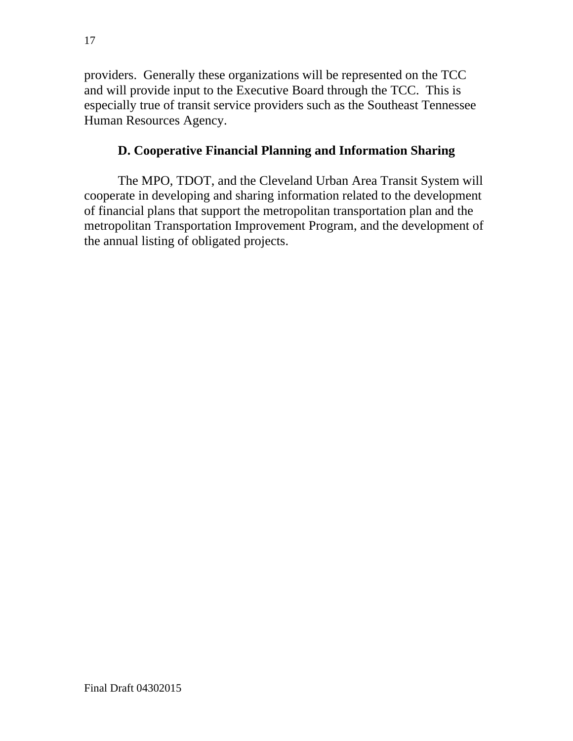providers. Generally these organizations will be represented on the TCC and will provide input to the Executive Board through the TCC. This is especially true of transit service providers such as the Southeast Tennessee Human Resources Agency.

### D. Cooperative Financial Planning and Information Sharing

The MPO, TDOT, and the Cleveland Urban Area Transit System will cooperate in developing and sharing information related to the development of financial plans that support the metropolitan transportation plan and the metropolitan Transportation Improvement Program, and the development of the annual listing of obligated projects.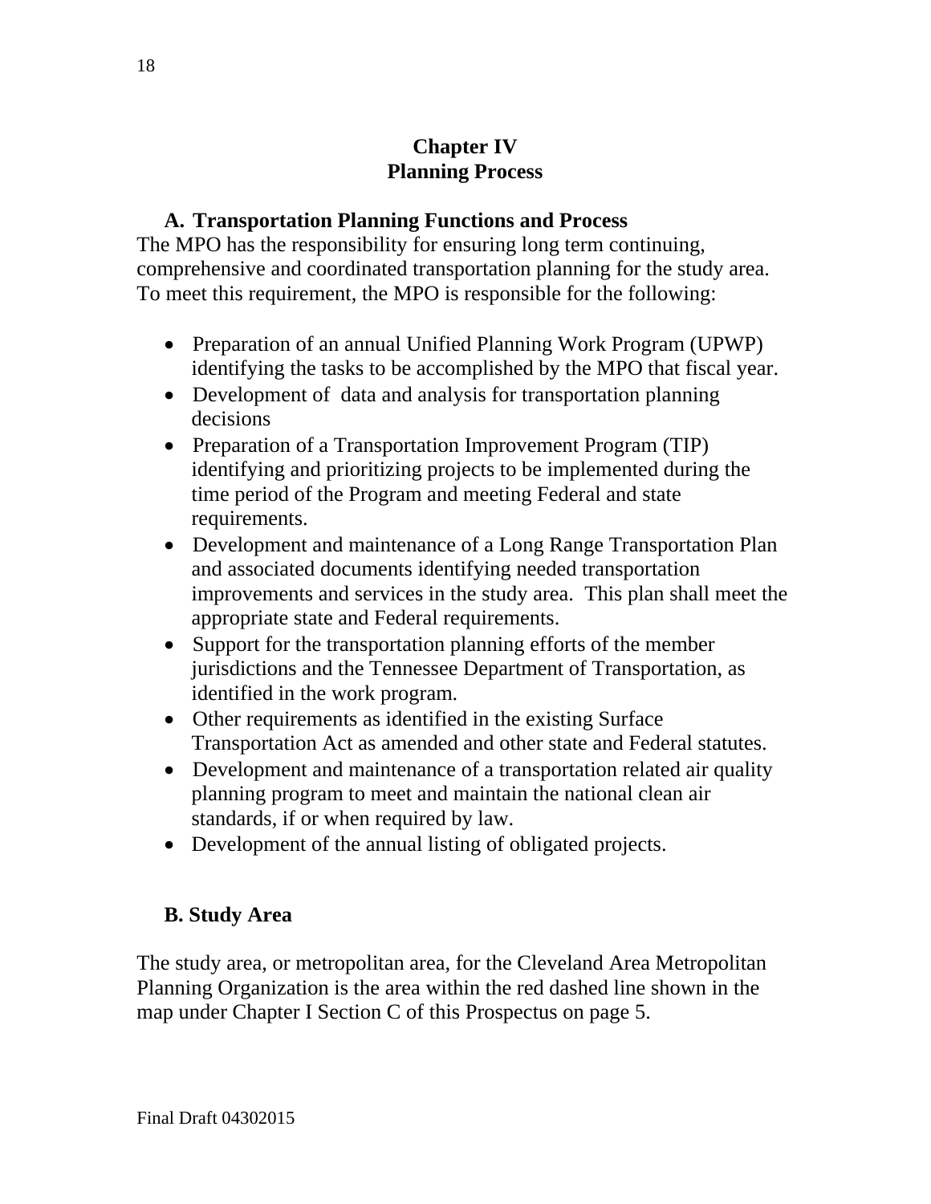# Chapter IV
# Planning Process

## A. Transportation Planning Functions and Process

The MPO has the responsibility for ensuring long term continuing, comprehensive and coordinated transportation planning for the study area. To meet this requirement, the MPO is responsible for the following:

- Preparation of an annual Unified Planning Work Program (UPWP) identifying the tasks to be accomplished by the MPO that fiscal year.
- Development of data and analysis for transportation planning decisions
- Preparation of a Transportation Improvement Program (TIP) identifying and prioritizing projects to be implemented during the time period of the Program and meeting Federal and state requirements.
- Development and maintenance of a Long Range Transportation Plan and associated documents identifying needed transportation improvements and services in the study area. This plan shall meet the appropriate state and Federal requirements.
- Support for the transportation planning efforts of the member jurisdictions and the Tennessee Department of Transportation, as identified in the work program.
- Other requirements as identified in the existing Surface Transportation Act as amended and other state and Federal statutes.
- Development and maintenance of a transportation related air quality planning program to meet and maintain the national clean air standards, if or when required by law.
- Development of the annual listing of obligated projects.

## B. Study Area

The study area, or metropolitan area, for the Cleveland Area Metropolitan Planning Organization is the area within the red dashed line shown in the map under Chapter I Section C of this Prospectus on page 5.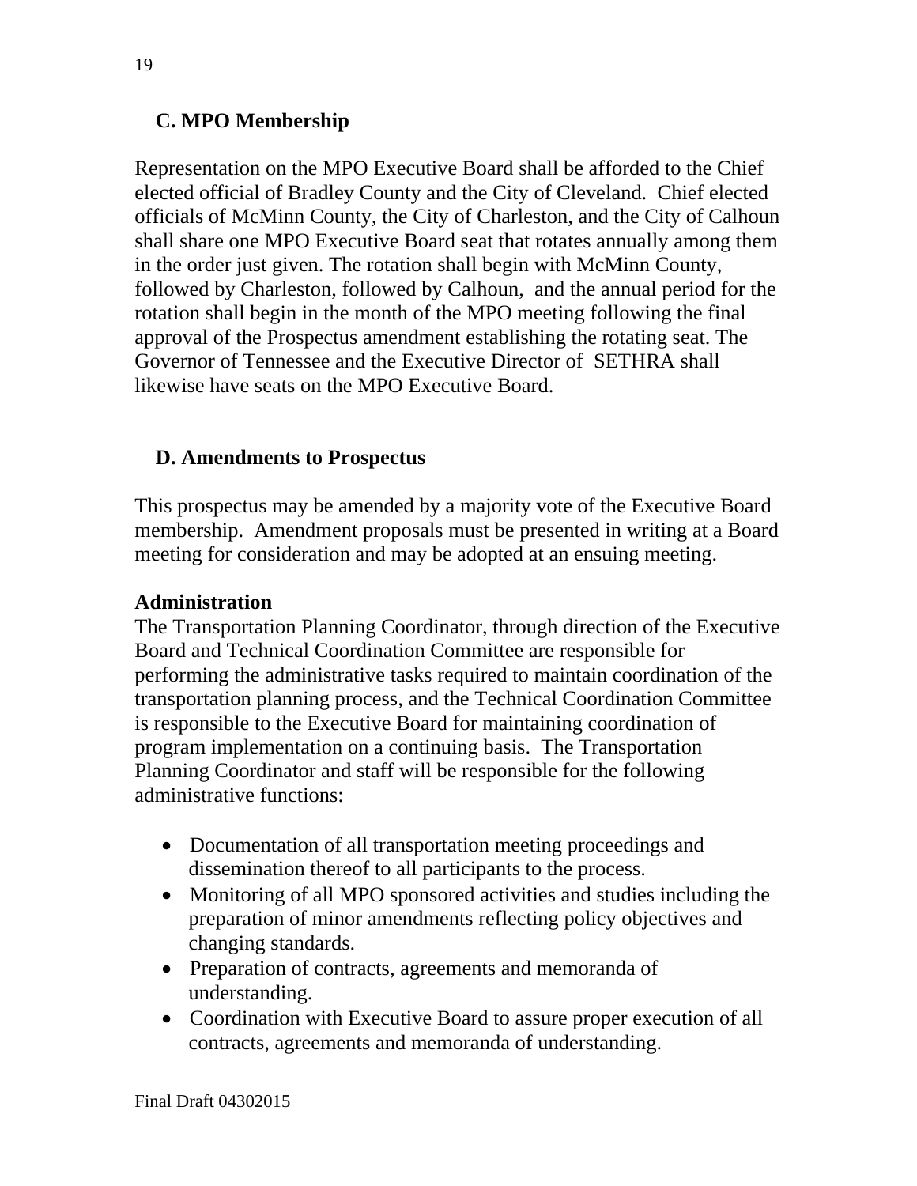### C. MPO Membership

Representation on the MPO Executive Board shall be afforded to the Chief elected official of Bradley County and the City of Cleveland. Chief elected officials of McMinn County, the City of Charleston, and the City of Calhoun shall share one MPO Executive Board seat that rotates annually among them in the order just given. The rotation shall begin with McMinn County, followed by Charleston, followed by Calhoun, and the annual period for the rotation shall begin in the month of the MPO meeting following the final approval of the Prospectus amendment establishing the rotating seat. The Governor of Tennessee and the Executive Director of SETHRA shall likewise have seats on the MPO Executive Board.

### D. Amendments to Prospectus

This prospectus may be amended by a majority vote of the Executive Board membership. Amendment proposals must be presented in writing at a Board meeting for consideration and may be adopted at an ensuing meeting.

**Administration**

The Transportation Planning Coordinator, through direction of the Executive Board and Technical Coordination Committee are responsible for performing the administrative tasks required to maintain coordination of the transportation planning process, and the Technical Coordination Committee is responsible to the Executive Board for maintaining coordination of program implementation on a continuing basis. The Transportation Planning Coordinator and staff will be responsible for the following administrative functions:

- Documentation of all transportation meeting proceedings and dissemination thereof to all participants to the process.
- Monitoring of all MPO sponsored activities and studies including the preparation of minor amendments reflecting policy objectives and changing standards.
- Preparation of contracts, agreements and memoranda of understanding.
- Coordination with Executive Board to assure proper execution of all contracts, agreements and memoranda of understanding.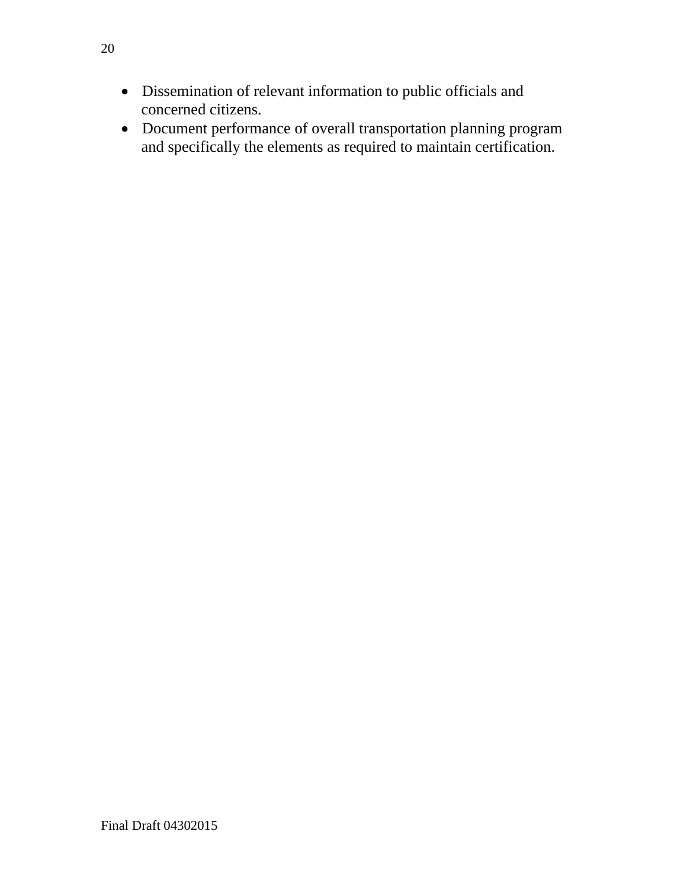- Dissemination of relevant information to public officials and concerned citizens.
- Document performance of overall transportation planning program and specifically the elements as required to maintain certification.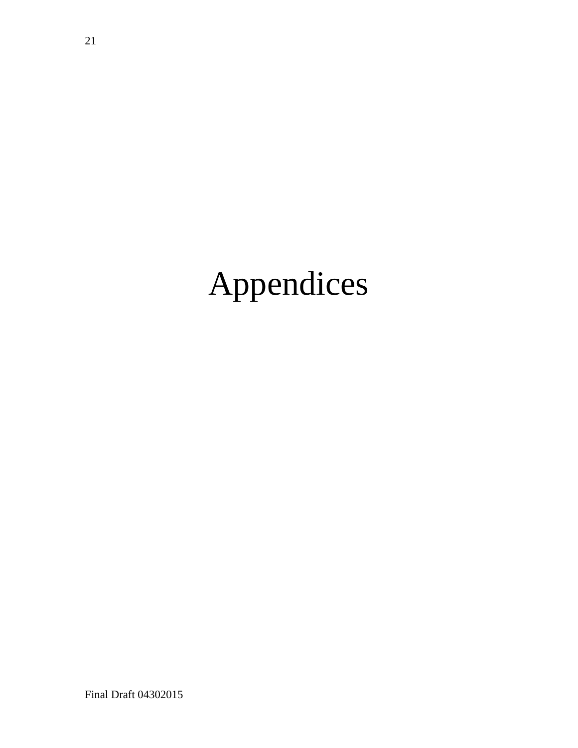# Appendices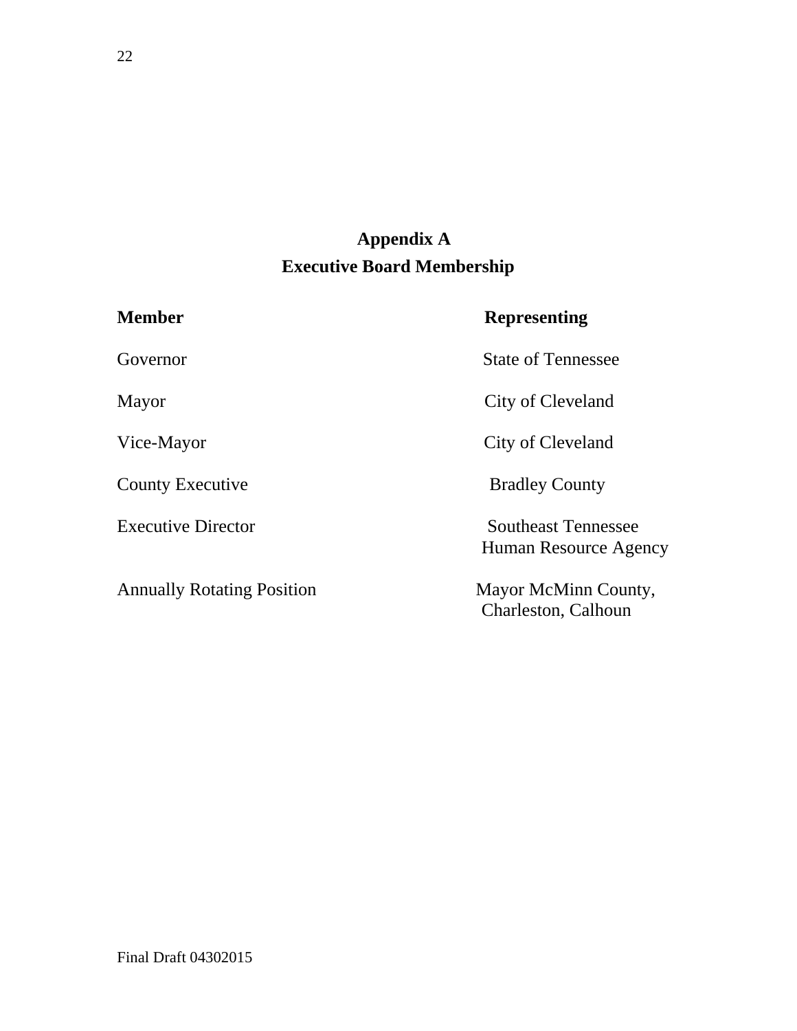## Appendix A
## Executive Board Membership

| Member | Representing |
|---|---|
| Governor | State of Tennessee |
| Mayor | City of Cleveland |
| Vice-Mayor | City of Cleveland |
| County Executive | Bradley County |
| Executive Director | Southeast Tennessee Human Resource Agency |
| Annually Rotating Position | Mayor McMinn County, Charleston, Calhoun |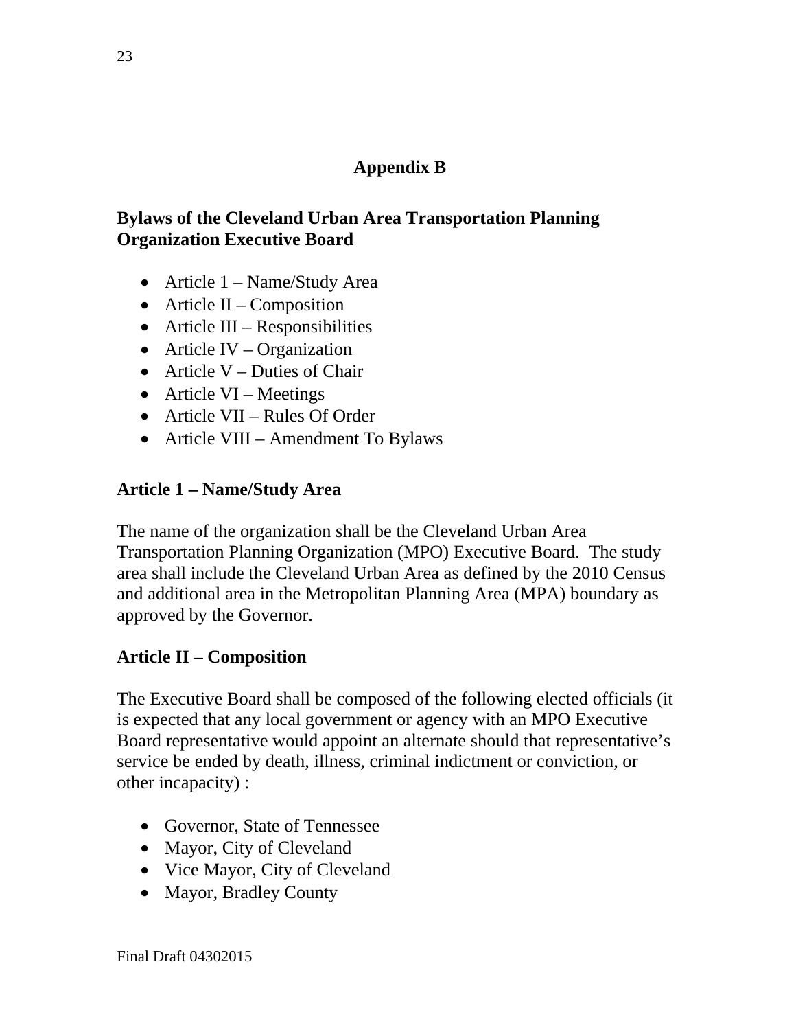# Appendix B

## Bylaws of the Cleveland Urban Area Transportation Planning Organization Executive Board

- Article 1 – Name/Study Area
- Article II – Composition
- Article III – Responsibilities
- Article IV – Organization
- Article V – Duties of Chair
- Article VI – Meetings
- Article VII – Rules Of Order
- Article VIII – Amendment To Bylaws

### Article 1 – Name/Study Area

The name of the organization shall be the Cleveland Urban Area Transportation Planning Organization (MPO) Executive Board. The study area shall include the Cleveland Urban Area as defined by the 2010 Census and additional area in the Metropolitan Planning Area (MPA) boundary as approved by the Governor.

### Article II – Composition

The Executive Board shall be composed of the following elected officials (it is expected that any local government or agency with an MPO Executive Board representative would appoint an alternate should that representative's service be ended by death, illness, criminal indictment or conviction, or other incapacity) :

- Governor, State of Tennessee
- Mayor, City of Cleveland
- Vice Mayor, City of Cleveland
- Mayor, Bradley County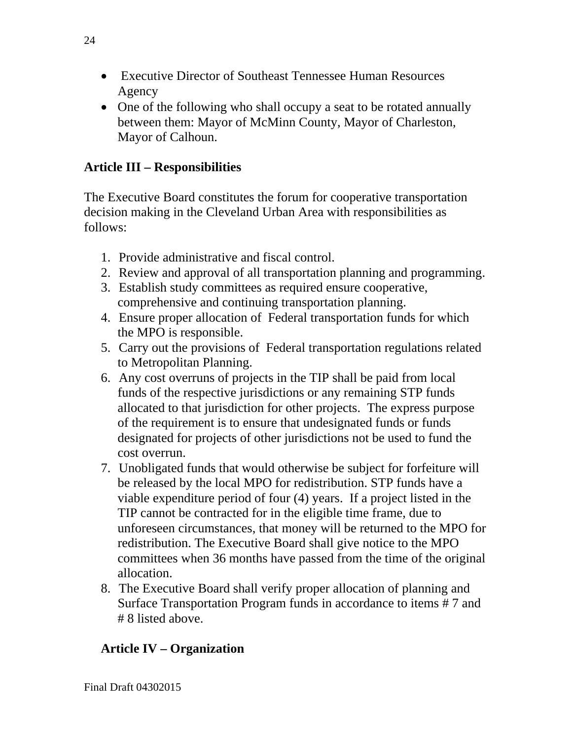- Executive Director of Southeast Tennessee Human Resources Agency
- One of the following who shall occupy a seat to be rotated annually between them: Mayor of McMinn County, Mayor of Charleston, Mayor of Calhoun.

**Article III – Responsibilities**

The Executive Board constitutes the forum for cooperative transportation decision making in the Cleveland Urban Area with responsibilities as follows:

1. Provide administrative and fiscal control.
2. Review and approval of all transportation planning and programming.
3. Establish study committees as required ensure cooperative, comprehensive and continuing transportation planning.
4. Ensure proper allocation of Federal transportation funds for which the MPO is responsible.
5. Carry out the provisions of Federal transportation regulations related to Metropolitan Planning.
6. Any cost overruns of projects in the TIP shall be paid from local funds of the respective jurisdictions or any remaining STP funds allocated to that jurisdiction for other projects. The express purpose of the requirement is to ensure that undesignated funds or funds designated for projects of other jurisdictions not be used to fund the cost overrun.
7. Unobligated funds that would otherwise be subject for forfeiture will be released by the local MPO for redistribution. STP funds have a viable expenditure period of four (4) years. If a project listed in the TIP cannot be contracted for in the eligible time frame, due to unforeseen circumstances, that money will be returned to the MPO for redistribution. The Executive Board shall give notice to the MPO committees when 36 months have passed from the time of the original allocation.
8. The Executive Board shall verify proper allocation of planning and Surface Transportation Program funds in accordance to items # 7 and # 8 listed above.

**Article IV – Organization**

Final Draft 04302015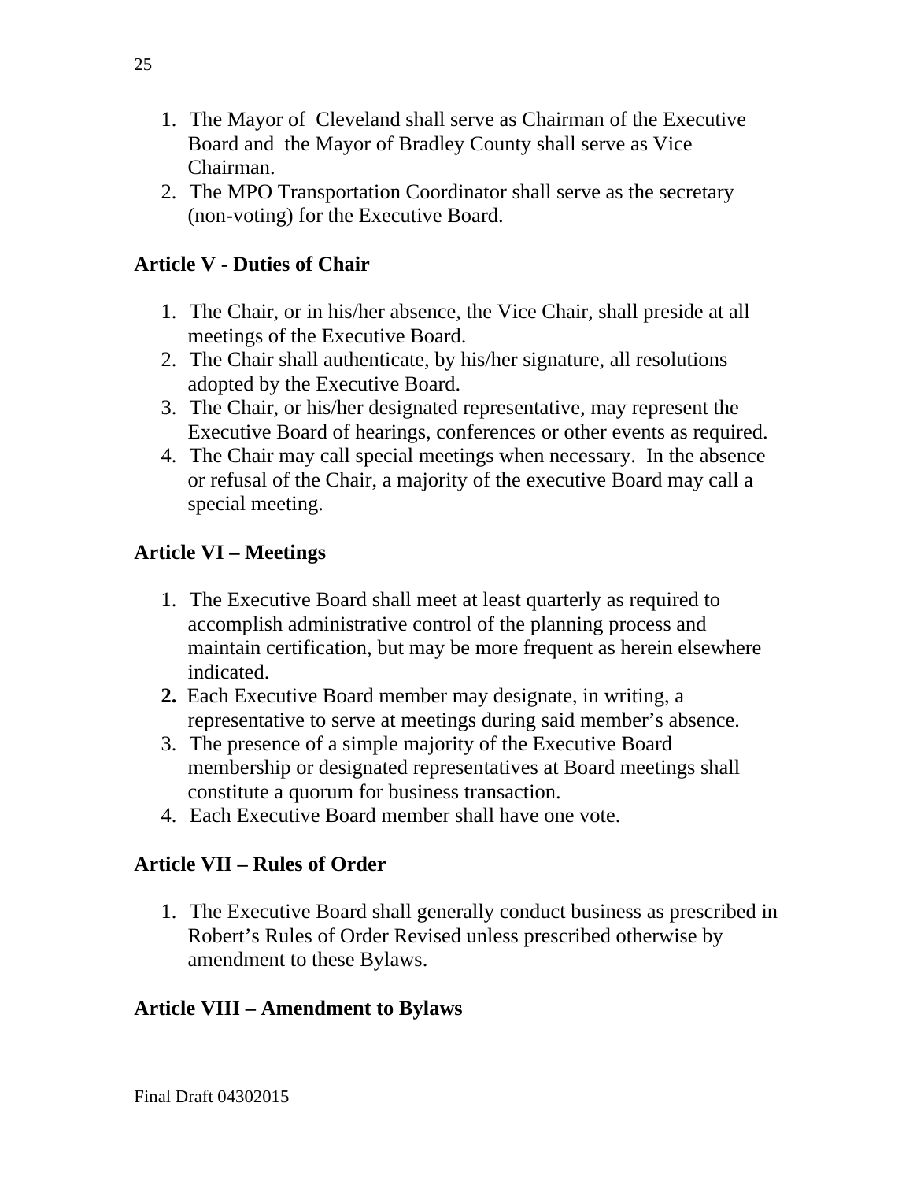1. The Mayor of  Cleveland shall serve as Chairman of the Executive Board and  the Mayor of Bradley County shall serve as Vice Chairman.
2. The MPO Transportation Coordinator shall serve as the secretary (non-voting) for the Executive Board.

**Article V - Duties of Chair**

1. The Chair, or in his/her absence, the Vice Chair, shall preside at all meetings of the Executive Board.
2. The Chair shall authenticate, by his/her signature, all resolutions adopted by the Executive Board.
3. The Chair, or his/her designated representative, may represent the Executive Board of hearings, conferences or other events as required.
4. The Chair may call special meetings when necessary.  In the absence or refusal of the Chair, a majority of the executive Board may call a special meeting.

**Article VI – Meetings**

1. The Executive Board shall meet at least quarterly as required to accomplish administrative control of the planning process and maintain certification, but may be more frequent as herein elsewhere indicated.
2. Each Executive Board member may designate, in writing, a representative to serve at meetings during said member's absence.
3. The presence of a simple majority of the Executive Board membership or designated representatives at Board meetings shall constitute a quorum for business transaction.
4. Each Executive Board member shall have one vote.

**Article VII – Rules of Order**

1. The Executive Board shall generally conduct business as prescribed in Robert's Rules of Order Revised unless prescribed otherwise by amendment to these Bylaws.

**Article VIII – Amendment to Bylaws**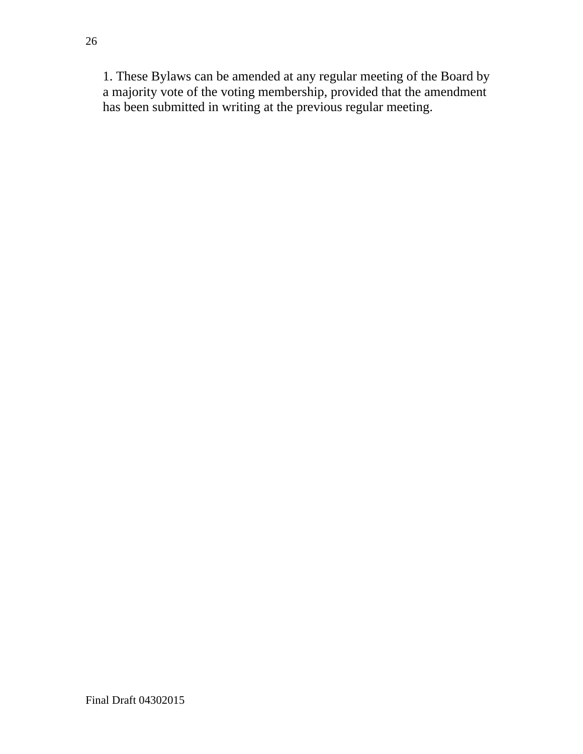1. These Bylaws can be amended at any regular meeting of the Board by a majority vote of the voting membership, provided that the amendment has been submitted in writing at the previous regular meeting.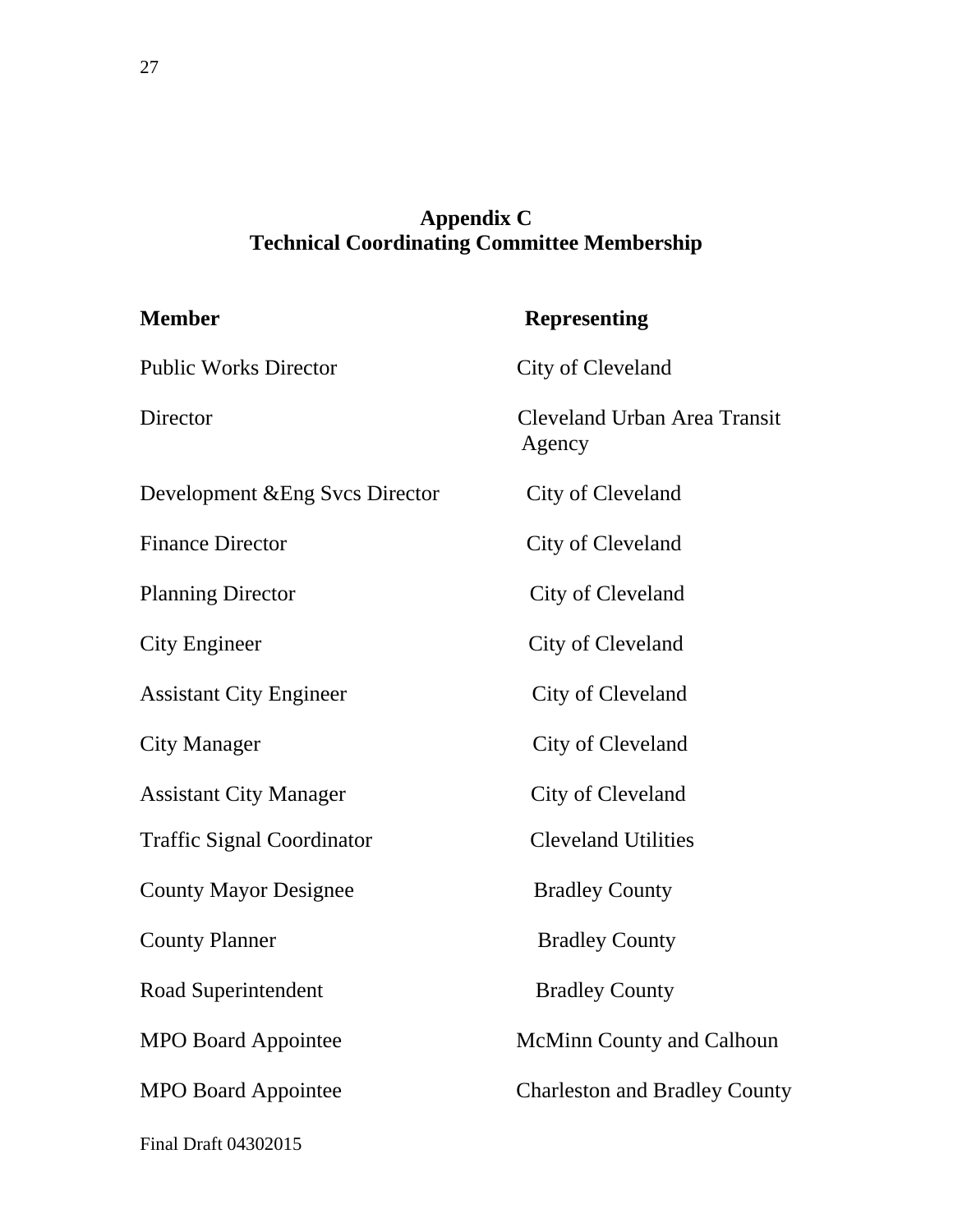## Appendix C
## Technical Coordinating Committee Membership

| Member | Representing |
|---|---|
| Public Works Director | City of Cleveland |
| Director | Cleveland Urban Area Transit Agency |
| Development &Eng Svcs Director | City of Cleveland |
| Finance Director | City of Cleveland |
| Planning Director | City of Cleveland |
| City Engineer | City of Cleveland |
| Assistant City Engineer | City of Cleveland |
| City Manager | City of Cleveland |
| Assistant City Manager | City of Cleveland |
| Traffic Signal Coordinator | Cleveland Utilities |
| County Mayor Designee | Bradley County |
| County Planner | Bradley County |
| Road Superintendent | Bradley County |
| MPO Board Appointee | McMinn County and Calhoun |
| MPO Board Appointee | Charleston and Bradley County |

Final Draft 04302015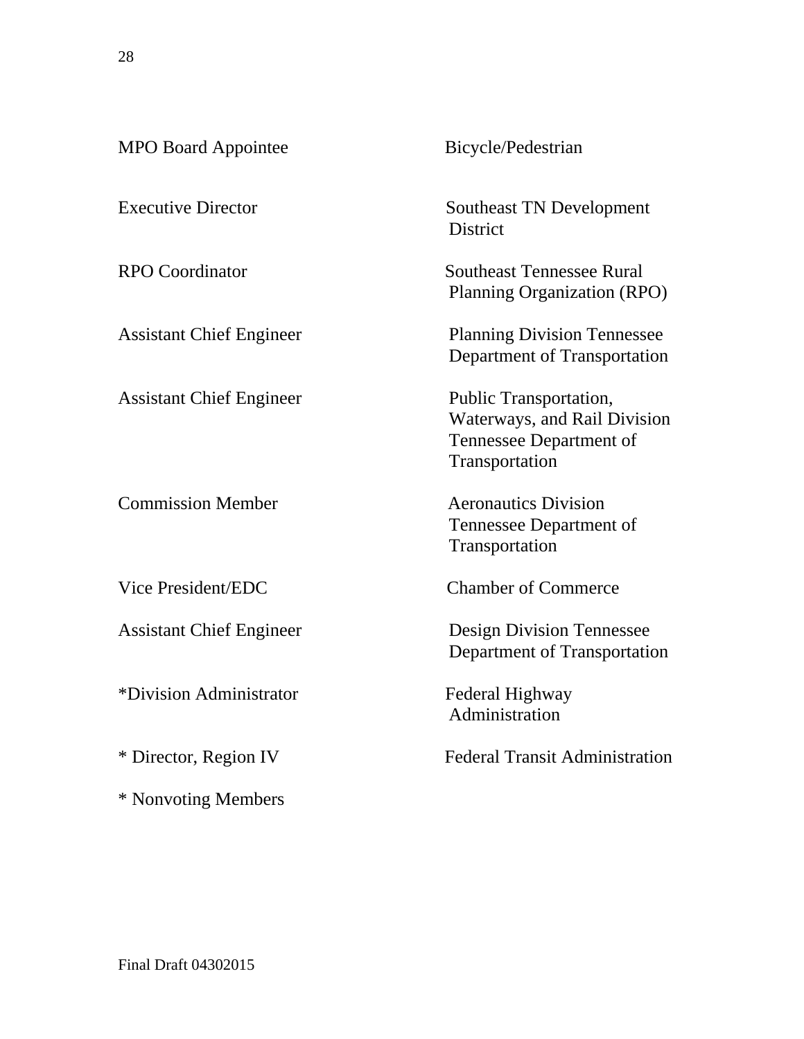| | |
|---|---|
| MPO Board Appointee | Bicycle/Pedestrian |
| Executive Director | Southeast TN Development District |
| RPO Coordinator | Southeast Tennessee Rural Planning Organization (RPO) |
| Assistant Chief Engineer | Planning Division Tennessee Department of Transportation |
| Assistant Chief Engineer | Public Transportation, Waterways, and Rail Division Tennessee Department of Transportation |
| Commission Member | Aeronautics Division Tennessee Department of Transportation |
| Vice President/EDC | Chamber of Commerce |
| Assistant Chief Engineer | Design Division Tennessee Department of Transportation |
| *Division Administrator | Federal Highway Administration |
| * Director, Region IV | Federal Transit Administration |

* Nonvoting Members